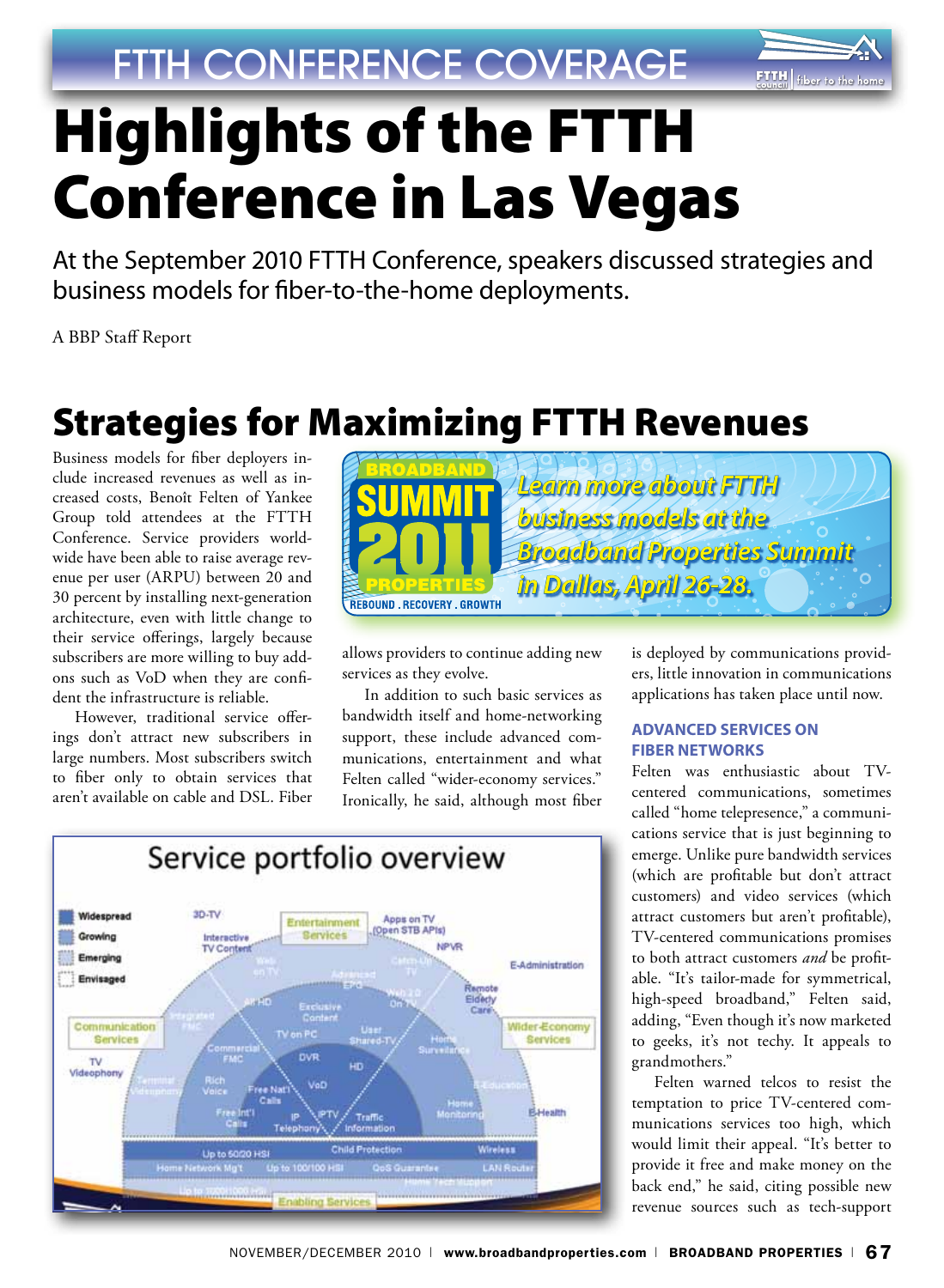# Highlights of the FTTH Conference in Las Vegas

At the September 2010 FTTH Conference, speakers discussed strategies and business models for fiber-to-the-home deployments.

A BBP Staff Report

## Strategies for Maximizing FTTH Revenues

Business models for fiber deployers include increased revenues as well as increased costs, Benoît Felten of Yankee Group told attendees at the FTTH Conference. Service providers worldwide have been able to raise average revenue per user (ARPU) between 20 and 30 percent by installing next-generation architecture, even with little change to their service offerings, largely because subscribers are more willing to buy add-ons such as VoD when they are confident the infrastructure is reliable.

However, traditional service offerings don't attract new subscribers in large numbers. Most subscribers switch to fiber only to obtain services that aren't available on cable and DSL. Fiber allows providers to continue adding new services as they evolve.

In addition to such basic services as bandwidth itself and home-networking support, these include advanced communications, entertainment and what Felten called "wider-economy services." Ironically, he said, although most fiber is deployed by communications providers, little innovation in communications applications has taken place until now.

*Learn more about FTTH business models at the Broadband Properties Summit in Dallas, April 26-28.*

### ADVANCED SERVICES ON FIBER NETWORKS

Felten was enthusiastic about TV-centered communications, sometimes called "home telepresence," a communications service that is just beginning to emerge. Unlike pure bandwidth services (which are profitable but don't attract customers) and video services (which attract customers but aren't profitable), TV-centered communications promises to both attract customers *and* be profitable. "It's tailor-made for symmetrical, high-speed broadband," Felten said, adding, "Even though it's now marketed to geeks, it's not techy. It appeals to grandmothers."

Felten warned telcos to resist the temptation to price TV-centered communications services too high, which would limit their appeal. "It's better to provide it free and make money on the back end," he said, citing possible new revenue sources such as tech-support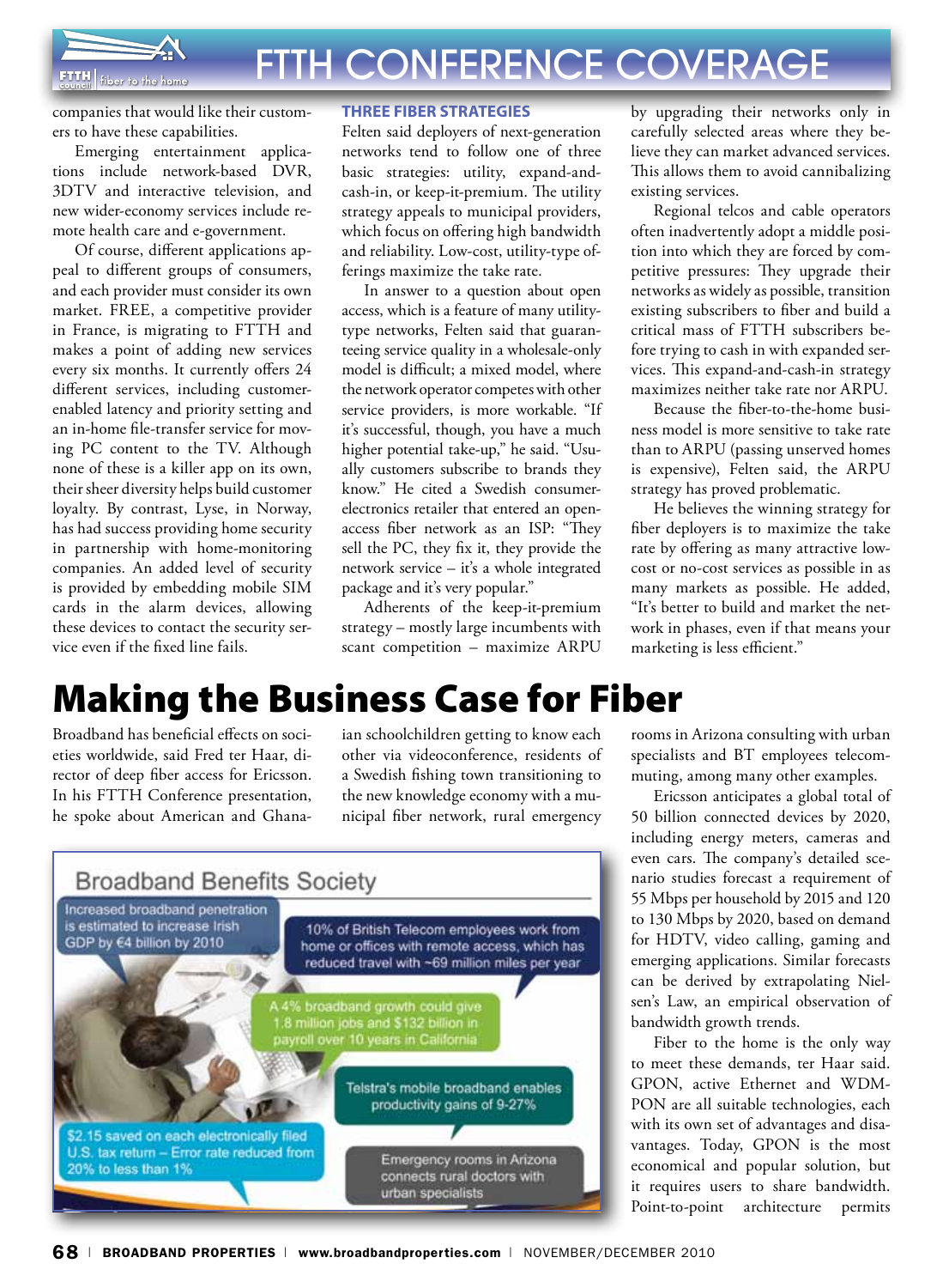companies that would like their customers to have these capabilities.

Emerging entertainment applications include network-based DVR, 3DTV and interactive television, and new wider-economy services include remote health care and e-government.

Of course, different applications appeal to different groups of consumers, and each provider must consider its own market. FREE, a competitive provider in France, is migrating to FTTH and makes a point of adding new services every six months. It currently offers 24 different services, including customer-enabled latency and priority setting and an in-home file-transfer service for moving PC content to the TV. Although none of these is a killer app on its own, their sheer diversity helps build customer loyalty. By contrast, Lyse, in Norway, has had success providing home security in partnership with home-monitoring companies. An added level of security is provided by embedding mobile SIM cards in the alarm devices, allowing these devices to contact the security service even if the fixed line fails.

### THREE FIBER STRATEGIES

Felten said deployers of next-generation networks tend to follow one of three basic strategies: utility, expand-and-cash-in, or keep-it-premium. The utility strategy appeals to municipal providers, which focus on offering high bandwidth and reliability. Low-cost, utility-type offerings maximize the take rate.

In answer to a question about open access, which is a feature of many utility-type networks, Felten said that guaranteeing service quality in a wholesale-only model is difficult; a mixed model, where the network operator competes with other service providers, is more workable. "If it's successful, though, you have a much higher potential take-up," he said. "Usually customers subscribe to brands they know." He cited a Swedish consumer-electronics retailer that entered an open-access fiber network as an ISP: "They sell the PC, they fix it, they provide the network service – it's a whole integrated package and it's very popular."

Adherents of the keep-it-premium strategy – mostly large incumbents with scant competition – maximize ARPU by upgrading their networks only in carefully selected areas where they believe they can market advanced services. This allows them to avoid cannibalizing existing services.

Regional telcos and cable operators often inadvertently adopt a middle position into which they are forced by competitive pressures: They upgrade their networks as widely as possible, transition existing subscribers to fiber and build a critical mass of FTTH subscribers before trying to cash in with expanded services. This expand-and-cash-in strategy maximizes neither take rate nor ARPU.

Because the fiber-to-the-home business model is more sensitive to take rate than to ARPU (passing unserved homes is expensive), Felten said, the ARPU strategy has proved problematic.

He believes the winning strategy for fiber deployers is to maximize the take rate by offering as many attractive low-cost or no-cost services as possible in as many markets as possible. He added, "It's better to build and market the network in phases, even if that means your marketing is less efficient."

# Making the Business Case for Fiber

Broadband has beneficial effects on societies worldwide, said Fred ter Haar, director of deep fiber access for Ericsson. In his FTTH Conference presentation, he spoke about American and Ghanaian schoolchildren getting to know each other via videoconference, residents of a Swedish fishing town transitioning to the new knowledge economy with a municipal fiber network, rural emergency rooms in Arizona consulting with urban specialists and BT employees telecommuting, among many other examples.

**Broadband Benefits Society**

- Increased broadband penetration is estimated to increase Irish GDP by €4 billion by 2010
- 10% of British Telecom employees work from home or offices with remote access, which has reduced travel with ~69 million miles per year
- A 4% broadband growth could give 1.8 million jobs and $132 billion in payroll over 10 years in California
- Telstra's mobile broadband enables productivity gains of 9-27%
- $2.15 saved on each electronically filed U.S. tax return – Error rate reduced from 20% to less than 1%
- Emergency rooms in Arizona connects rural doctors with urban specialists

Ericsson anticipates a global total of 50 billion connected devices by 2020, including energy meters, cameras and even cars. The company's detailed scenario studies forecast a requirement of 55 Mbps per household by 2015 and 120 to 130 Mbps by 2020, based on demand for HDTV, video calling, gaming and emerging applications. Similar forecasts can be derived by extrapolating Nielsen's Law, an empirical observation of bandwidth growth trends.

Fiber to the home is the only way to meet these demands, ter Haar said. GPON, active Ethernet and WDM-PON are all suitable technologies, each with its own set of advantages and disadvantages. Today, GPON is the most economical and popular solution, but it requires users to share bandwidth. Point-to-point architecture permits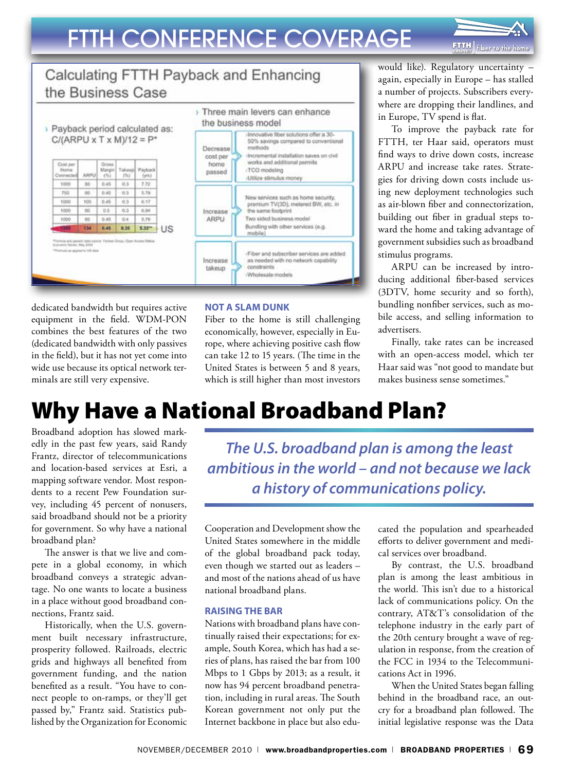# FTTH CONFERENCE COVERAGE

## Calculating FTTH Payback and Enhancing the Business Case

› Payback period calculated as: C/(ARPU x T x M)/12 = P*

| Cost per Home Connected | ARPU | Gross Margin (%) | Takeup (%) | Payback (yrs) |
|---|---|---|---|---|
| 1000 | 88 | 0.45 | 0.3 | 7.72 |
| 750 | 88 | 0.45 | 0.3 | 5.79 |
| 1000 | 102 | 0.45 | 0.3 | 6.17 |
| 1000 | 88 | 0.5 | 0.3 | 6.94 |
| 1000 | 88 | 0.45 | 0.4 | 5.79 |
| 1350 | 134 | 0.45 | 0.35 | 5.33** |

US

*Formula and generic data source: Yankee Group, Open Access Webinar, May 2009

**Formula as applied to US data

› Three main levers can enhance the business model

- **Decrease cost per home passed**
  - Innovative fiber solutions offer a 30-50% savings compared to conventional methods
  - Incremental installation saves on civil works and additional permits
  - TCO modeling
  - Utilize stimulus money
- **Increase ARPU**
  - New services such as home security, premium TV(3D), metered BW, etc. in the same footprint
  - Two sided business model
  - Bundling with other services (e.g. mobile)
- **Increase takeup**
  - Fiber and subscriber services are added as needed with no network capability constraints
  - Wholesale models

dedicated bandwidth but requires active equipment in the field. WDM-PON combines the best features of the two (dedicated bandwidth with only passives in the field), but it has not yet come into wide use because its optical network terminals are still very expensive.

### NOT A SLAM DUNK

Fiber to the home is still challenging economically, however, especially in Europe, where achieving positive cash flow can take 12 to 15 years. (The time in the United States is between 5 and 8 years, which is still higher than most investors would like). Regulatory uncertainty – again, especially in Europe – has stalled a number of projects. Subscribers everywhere are dropping their landlines, and in Europe, TV spend is flat.

To improve the payback rate for FTTH, ter Haar said, operators must find ways to drive down costs, increase ARPU and increase take rates. Strategies for driving down costs include using new deployment technologies such as air-blown fiber and connectorization, building out fiber in gradual steps toward the home and taking advantage of government subsidies such as broadband stimulus programs.

ARPU can be increased by introducing additional fiber-based services (3DTV, home security and so forth), bundling nonfiber services, such as mobile access, and selling information to advertisers.

Finally, take rates can be increased with an open-access model, which ter Haar said was "not good to mandate but makes business sense sometimes."

# Why Have a National Broadband Plan?

Broadband adoption has slowed markedly in the past few years, said Randy Frantz, director of telecommunications and location-based services at Esri, a mapping software vendor. Most respondents to a recent Pew Foundation survey, including 45 percent of nonusers, said broadband should not be a priority for government. So why have a national broadband plan?

The answer is that we live and compete in a global economy, in which broadband conveys a strategic advantage. No one wants to locate a business in a place without good broadband connections, Frantz said.

Historically, when the U.S. government built necessary infrastructure, prosperity followed. Railroads, electric grids and highways all benefited from government funding, and the nation benefited as a result. "You have to connect people to on-ramps, or they'll get passed by," Frantz said. Statistics published by the Organization for Economic Cooperation and Development show the United States somewhere in the middle of the global broadband pack today, even though we started out as leaders – and most of the nations ahead of us have national broadband plans.

*The U.S. broadband plan is among the least ambitious in the world – and not because we lack a history of communications policy.*

### RAISING THE BAR

Nations with broadband plans have continually raised their expectations; for example, South Korea, which has had a series of plans, has raised the bar from 100 Mbps to 1 Gbps by 2013; as a result, it now has 94 percent broadband penetration, including in rural areas. The South Korean government not only put the Internet backbone in place but also educated the population and spearheaded efforts to deliver government and medical services over broadband.

By contrast, the U.S. broadband plan is among the least ambitious in the world. This isn't due to a historical lack of communications policy. On the contrary, AT&T's consolidation of the telephone industry in the early part of the 20th century brought a wave of regulation in response, from the creation of the FCC in 1934 to the Telecommunications Act in 1996.

When the United States began falling behind in the broadband race, an outcry for a broadband plan followed. The initial legislative response was the Data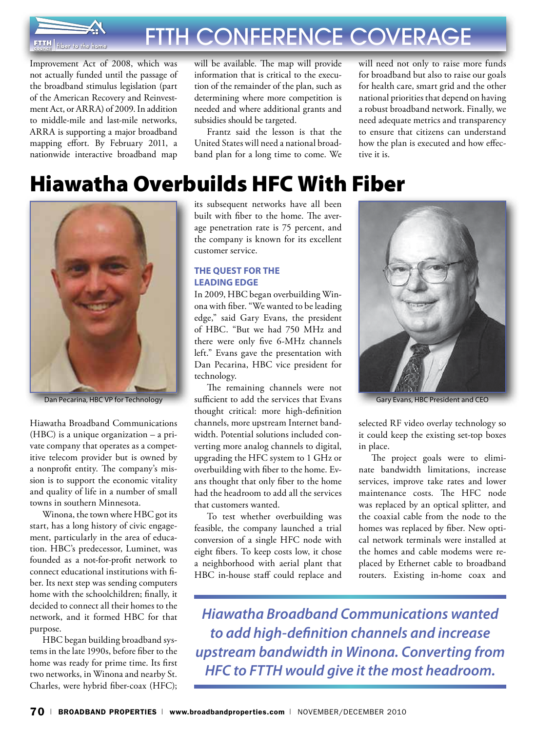Improvement Act of 2008, which was not actually funded until the passage of the broadband stimulus legislation (part of the American Recovery and Reinvestment Act, or ARRA) of 2009. In addition to middle-mile and last-mile networks, ARRA is supporting a major broadband mapping effort. By February 2011, a nationwide interactive broadband map will be available. The map will provide information that is critical to the execution of the remainder of the plan, such as determining where more competition is needed and where additional grants and subsidies should be targeted.

Frantz said the lesson is that the United States will need a national broadband plan for a long time to come. We will need not only to raise more funds for broadband but also to raise our goals for health care, smart grid and the other national priorities that depend on having a robust broadband network. Finally, we need adequate metrics and transparency to ensure that citizens can understand how the plan is executed and how effective it is.

# Hiawatha Overbuilds HFC With Fiber

Dan Pecarina, HBC VP for Technology

Hiawatha Broadband Communications (HBC) is a unique organization – a private company that operates as a competitive telecom provider but is owned by a nonprofit entity. The company's mission is to support the economic vitality and quality of life in a number of small towns in southern Minnesota.

Winona, the town where HBC got its start, has a long history of civic engagement, particularly in the area of education. HBC's predecessor, Luminet, was founded as a not-for-profit network to connect educational institutions with fiber. Its next step was sending computers home with the schoolchildren; finally, it decided to connect all their homes to the network, and it formed HBC for that purpose.

HBC began building broadband systems in the late 1990s, before fiber to the home was ready for prime time. Its first two networks, in Winona and nearby St. Charles, were hybrid fiber-coax (HFC); its subsequent networks have all been built with fiber to the home. The average penetration rate is 75 percent, and the company is known for its excellent customer service.

## THE QUEST FOR THE LEADING EDGE

In 2009, HBC began overbuilding Winona with fiber. "We wanted to be leading edge," said Gary Evans, the president of HBC. "But we had 750 MHz and there were only five 6-MHz channels left." Evans gave the presentation with Dan Pecarina, HBC vice president for technology.

The remaining channels were not sufficient to add the services that Evans thought critical: more high-definition channels, more upstream Internet bandwidth. Potential solutions included converting more analog channels to digital, upgrading the HFC system to 1 GHz or overbuilding with fiber to the home. Evans thought that only fiber to the home had the headroom to add all the services that customers wanted.

To test whether overbuilding was feasible, the company launched a trial conversion of a single HFC node with eight fibers. To keep costs low, it chose a neighborhood with aerial plant that HBC in-house staff could replace and selected RF video overlay technology so it could keep the existing set-top boxes in place.

Gary Evans, HBC President and CEO

The project goals were to eliminate bandwidth limitations, increase services, improve take rates and lower maintenance costs. The HFC node was replaced by an optical splitter, and the coaxial cable from the node to the homes was replaced by fiber. New optical network terminals were installed at the homes and cable modems were replaced by Ethernet cable to broadband routers. Existing in-home coax and

***Hiawatha Broadband Communications wanted to add high-definition channels and increase upstream bandwidth in Winona. Converting from HFC to FTTH would give it the most headroom.***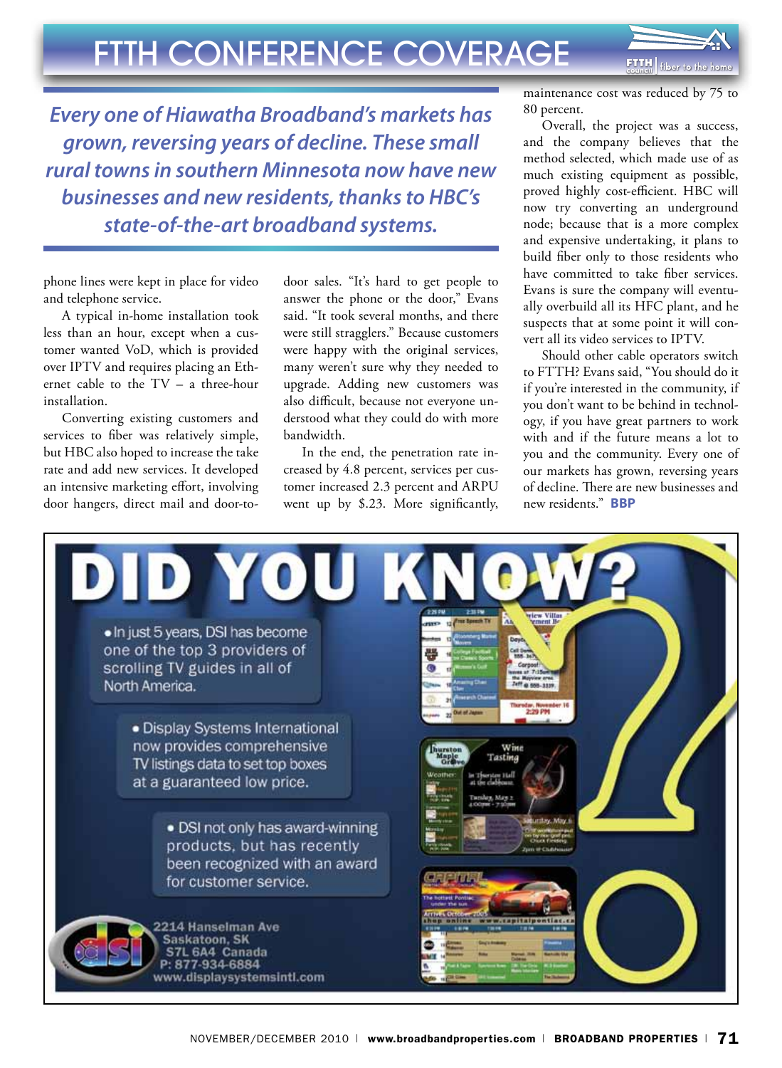# FTTH CONFERENCE COVERAGE

***Every one of Hiawatha Broadband's markets has grown, reversing years of decline. These small rural towns in southern Minnesota now have new businesses and new residents, thanks to HBC's state-of-the-art broadband systems.***

phone lines were kept in place for video and telephone service.

A typical in-home installation took less than an hour, except when a customer wanted VoD, which is provided over IPTV and requires placing an Ethernet cable to the TV – a three-hour installation.

Converting existing customers and services to fiber was relatively simple, but HBC also hoped to increase the take rate and add new services. It developed an intensive marketing effort, involving door hangers, direct mail and door-to-door sales. "It's hard to get people to answer the phone or the door," Evans said. "It took several months, and there were still stragglers." Because customers were happy with the original services, many weren't sure why they needed to upgrade. Adding new customers was also difficult, because not everyone understood what they could do with more bandwidth.

In the end, the penetration rate increased by 4.8 percent, services per customer increased 2.3 percent and ARPU went up by $.23. More significantly, maintenance cost was reduced by 75 to 80 percent.

Overall, the project was a success, and the company believes that the method selected, which made use of as much existing equipment as possible, proved highly cost-efficient. HBC will now try converting an underground node; because that is a more complex and expensive undertaking, it plans to build fiber only to those residents who have committed to take fiber services. Evans is sure the company will eventually overbuild all its HFC plant, and he suspects that at some point it will convert all its video services to IPTV.

Should other cable operators switch to FTTH? Evans said, "You should do it if you're interested in the community, if you don't want to be behind in technology, if you have great partners to work with and if the future means a lot to you and the community. Every one of our markets has grown, reversing years of decline. There are new businesses and new residents." **BBP**

# DID YOU KNOW?

- In just 5 years, DSI has become one of the top 3 providers of scrolling TV guides in all of North America.
- Display Systems International now provides comprehensive TV listings data to set top boxes at a guaranteed low price.
- DSI not only has award-winning products, but has recently been recognized with an award for customer service.

2214 Hanselman Ave
Saskatoon, SK
S7L 6A4 Canada
P: 877-934-6884
www.displaysystemsintl.com